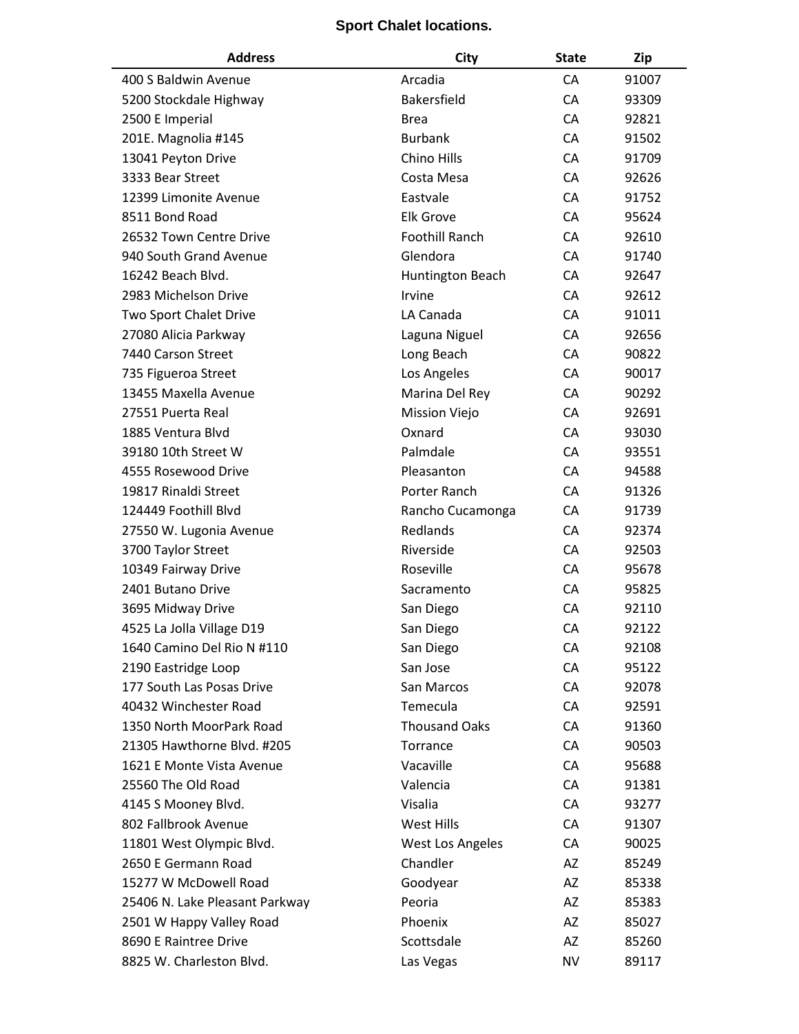**Sport Chalet locations.**

| Address | City | State | Zip |
|---|---|---|---|
| 400 S Baldwin Avenue | Arcadia | CA | 91007 |
| 5200 Stockdale Highway | Bakersfield | CA | 93309 |
| 2500 E Imperial | Brea | CA | 92821 |
| 201E. Magnolia #145 | Burbank | CA | 91502 |
| 13041 Peyton Drive | Chino Hills | CA | 91709 |
| 3333 Bear Street | Costa Mesa | CA | 92626 |
| 12399 Limonite Avenue | Eastvale | CA | 91752 |
| 8511 Bond Road | Elk Grove | CA | 95624 |
| 26532 Town Centre Drive | Foothill Ranch | CA | 92610 |
| 940 South Grand Avenue | Glendora | CA | 91740 |
| 16242 Beach Blvd. | Huntington Beach | CA | 92647 |
| 2983 Michelson Drive | Irvine | CA | 92612 |
| Two Sport Chalet Drive | LA Canada | CA | 91011 |
| 27080 Alicia Parkway | Laguna Niguel | CA | 92656 |
| 7440 Carson Street | Long Beach | CA | 90822 |
| 735 Figueroa Street | Los Angeles | CA | 90017 |
| 13455 Maxella Avenue | Marina Del Rey | CA | 90292 |
| 27551 Puerta Real | Mission Viejo | CA | 92691 |
| 1885 Ventura Blvd | Oxnard | CA | 93030 |
| 39180 10th Street W | Palmdale | CA | 93551 |
| 4555 Rosewood Drive | Pleasanton | CA | 94588 |
| 19817 Rinaldi Street | Porter Ranch | CA | 91326 |
| 124449 Foothill Blvd | Rancho Cucamonga | CA | 91739 |
| 27550 W. Lugonia Avenue | Redlands | CA | 92374 |
| 3700 Taylor Street | Riverside | CA | 92503 |
| 10349 Fairway Drive | Roseville | CA | 95678 |
| 2401 Butano Drive | Sacramento | CA | 95825 |
| 3695 Midway Drive | San Diego | CA | 92110 |
| 4525 La Jolla Village D19 | San Diego | CA | 92122 |
| 1640 Camino Del Rio N #110 | San Diego | CA | 92108 |
| 2190 Eastridge Loop | San Jose | CA | 95122 |
| 177 South Las Posas Drive | San Marcos | CA | 92078 |
| 40432 Winchester Road | Temecula | CA | 92591 |
| 1350 North MoorPark Road | Thousand Oaks | CA | 91360 |
| 21305 Hawthorne Blvd. #205 | Torrance | CA | 90503 |
| 1621 E Monte Vista Avenue | Vacaville | CA | 95688 |
| 25560 The Old Road | Valencia | CA | 91381 |
| 4145 S Mooney Blvd. | Visalia | CA | 93277 |
| 802 Fallbrook Avenue | West Hills | CA | 91307 |
| 11801 West Olympic Blvd. | West Los Angeles | CA | 90025 |
| 2650 E Germann Road | Chandler | AZ | 85249 |
| 15277 W McDowell Road | Goodyear | AZ | 85338 |
| 25406 N. Lake Pleasant Parkway | Peoria | AZ | 85383 |
| 2501 W Happy Valley Road | Phoenix | AZ | 85027 |
| 8690 E Raintree Drive | Scottsdale | AZ | 85260 |
| 8825 W. Charleston Blvd. | Las Vegas | NV | 89117 |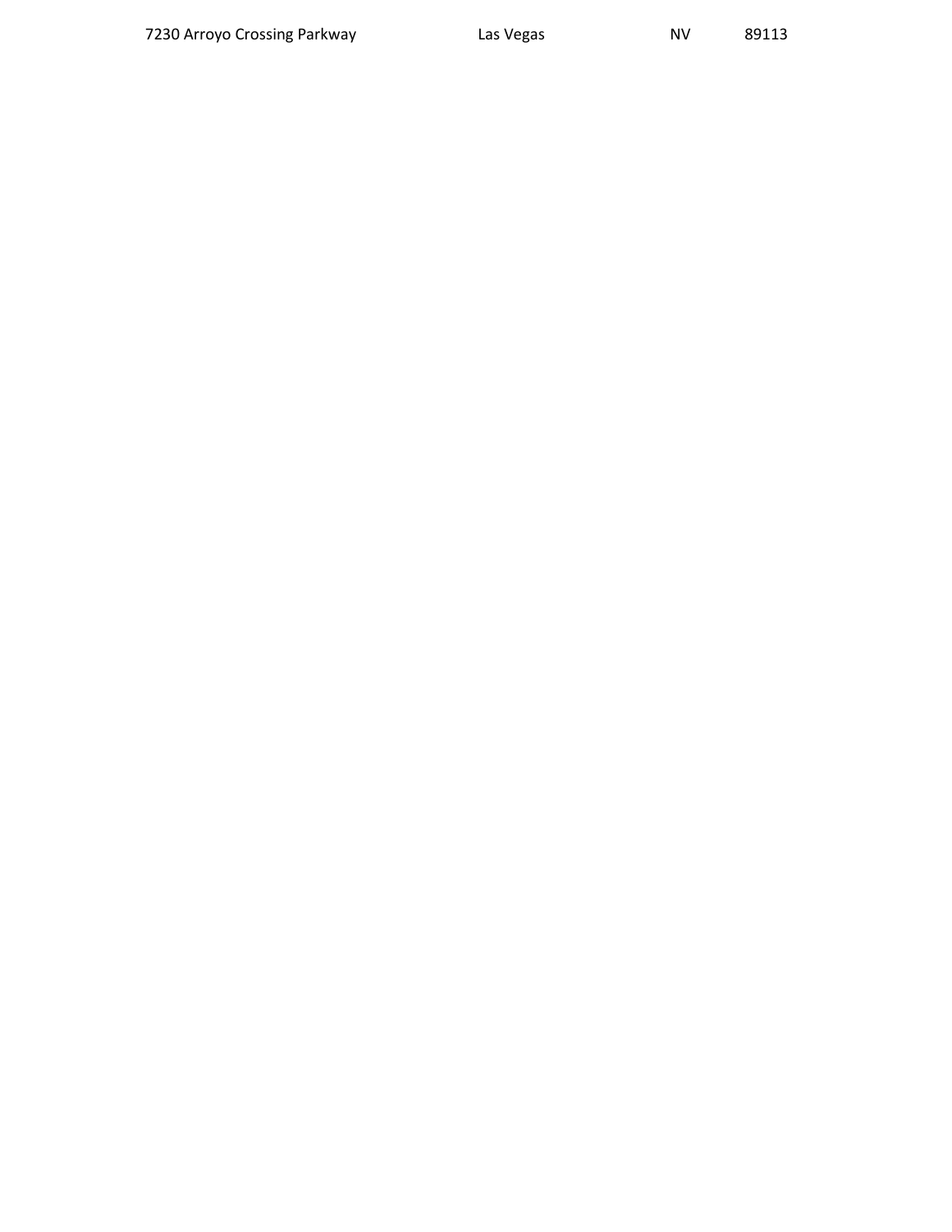| | | | |
|---|---|---|---|
| 7230 Arroyo Crossing Parkway | Las Vegas | NV | 89113 |